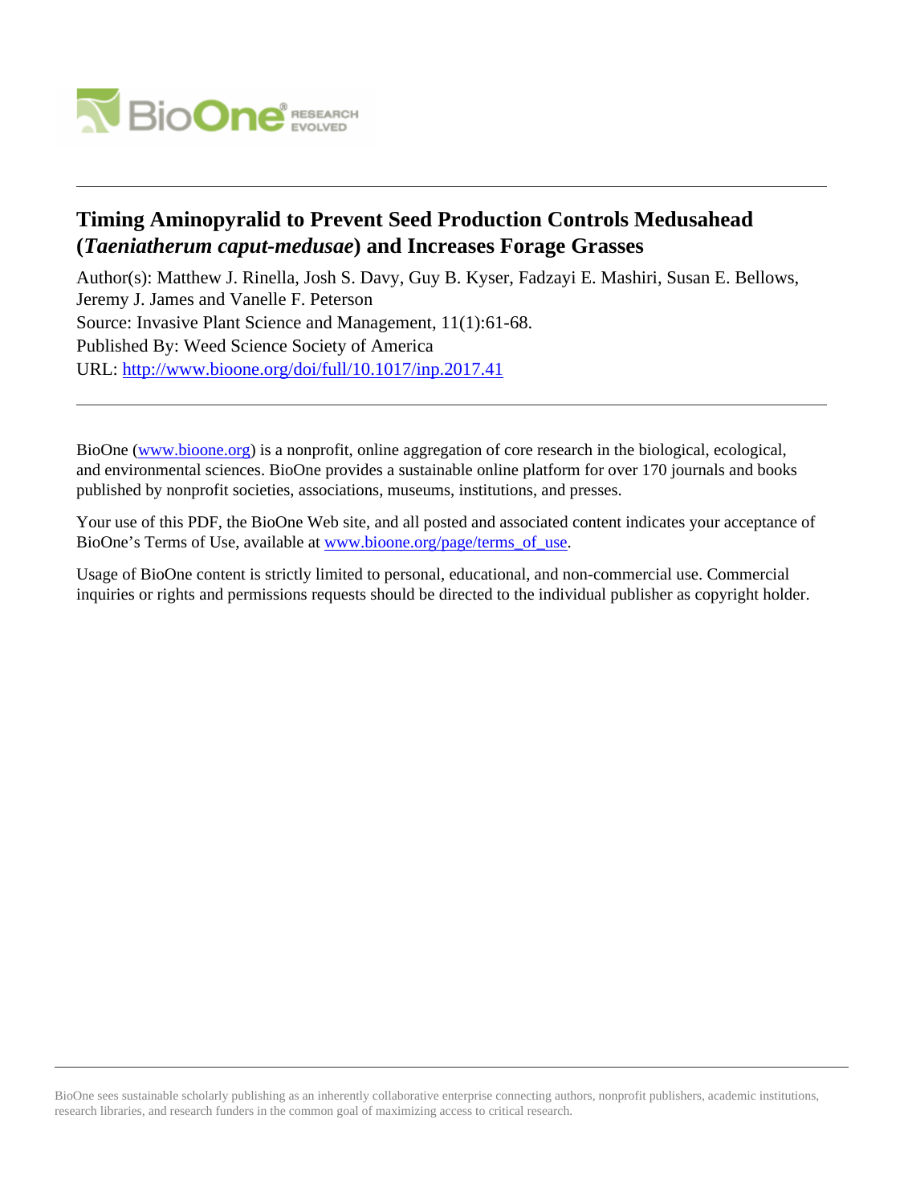# Timing Aminopyralid to Prevent Seed Production Controls Medusahead (*Taeniatherum caput-medusae*) and Increases Forage Grasses

Author(s): Matthew J. Rinella, Josh S. Davy, Guy B. Kyser, Fadzayi E. Mashiri, Susan E. Bellows, Jeremy J. James and Vanelle F. Peterson

Source: Invasive Plant Science and Management, 11(1):61-68.

Published By: Weed Science Society of America

URL: http://www.bioone.org/doi/full/10.1017/inp.2017.41

---

BioOne (www.bioone.org) is a nonprofit, online aggregation of core research in the biological, ecological, and environmental sciences. BioOne provides a sustainable online platform for over 170 journals and books published by nonprofit societies, associations, museums, institutions, and presses.

Your use of this PDF, the BioOne Web site, and all posted and associated content indicates your acceptance of BioOne's Terms of Use, available at www.bioone.org/page/terms_of_use.

Usage of BioOne content is strictly limited to personal, educational, and non-commercial use. Commercial inquiries or rights and permissions requests should be directed to the individual publisher as copyright holder.

---

BioOne sees sustainable scholarly publishing as an inherently collaborative enterprise connecting authors, nonprofit publishers, academic institutions, research libraries, and research funders in the common goal of maximizing access to critical research.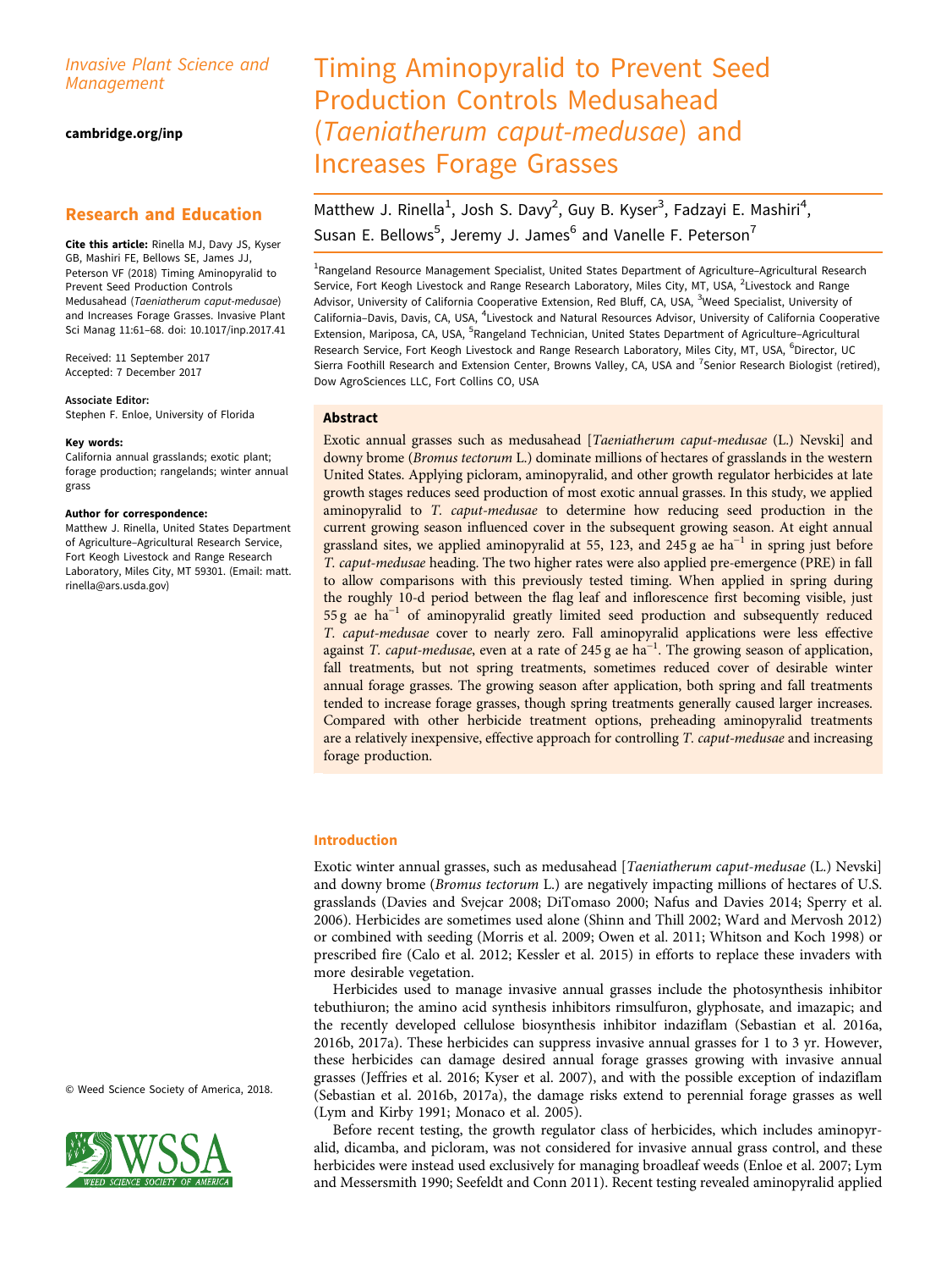Invasive Plant Science and Management

cambridge.org/inp

# Research and Education

**Cite this article:** Rinella MJ, Davy JS, Kyser GB, Mashiri FE, Bellows SE, James JJ, Peterson VF (2018) Timing Aminopyralid to Prevent Seed Production Controls Medusahead (*Taeniatherum caput-medusae*) and Increases Forage Grasses. Invasive Plant Sci Manag 11:61–68. doi: 10.1017/inp.2017.41

Received: 11 September 2017
Accepted: 7 December 2017

**Associate Editor:**
Stephen F. Enloe, University of Florida

**Key words:**
California annual grasslands; exotic plant; forage production; rangelands; winter annual grass

**Author for correspondence:**
Matthew J. Rinella, United States Department of Agriculture–Agricultural Research Service, Fort Keogh Livestock and Range Research Laboratory, Miles City, MT 59301. (Email: matt.rinella@ars.usda.gov)

© Weed Science Society of America, 2018.

# Timing Aminopyralid to Prevent Seed Production Controls Medusahead (*Taeniatherum caput-medusae*) and Increases Forage Grasses

Matthew J. Rinella[1], Josh S. Davy[2], Guy B. Kyser[3], Fadzayi E. Mashiri[4], Susan E. Bellows[5], Jeremy J. James[6] and Vanelle F. Peterson[7]

[1]Rangeland Resource Management Specialist, United States Department of Agriculture–Agricultural Research Service, Fort Keogh Livestock and Range Research Laboratory, Miles City, MT, USA, [2]Livestock and Range Advisor, University of California Cooperative Extension, Red Bluff, CA, USA, [3]Weed Specialist, University of California–Davis, Davis, CA, USA, [4]Livestock and Natural Resources Advisor, University of California Cooperative Extension, Mariposa, CA, USA, [5]Rangeland Technician, United States Department of Agriculture–Agricultural Research Service, Fort Keogh Livestock and Range Research Laboratory, Miles City, MT, USA, [6]Director, UC Sierra Foothill Research and Extension Center, Browns Valley, CA, USA and [7]Senior Research Biologist (retired), Dow AgroSciences LLC, Fort Collins CO, USA

## Abstract

Exotic annual grasses such as medusahead [*Taeniatherum caput-medusae* (L.) Nevski] and downy brome (*Bromus tectorum* L.) dominate millions of hectares of grasslands in the western United States. Applying picloram, aminopyralid, and other growth regulator herbicides at late growth stages reduces seed production of most exotic annual grasses. In this study, we applied aminopyralid to *T. caput-medusae* to determine how reducing seed production in the current growing season influenced cover in the subsequent growing season. At eight annual grassland sites, we applied aminopyralid at 55, 123, and 245 g ae ha$^{-1}$ in spring just before *T. caput-medusae* heading. The two higher rates were also applied pre-emergence (PRE) in fall to allow comparisons with this previously tested timing. When applied in spring during the roughly 10-d period between the flag leaf and inflorescence first becoming visible, just 55 g ae ha$^{-1}$ of aminopyralid greatly limited seed production and subsequently reduced *T. caput-medusae* cover to nearly zero. Fall aminopyralid applications were less effective against *T. caput-medusae*, even at a rate of 245 g ae ha$^{-1}$. The growing season of application, fall treatments, but not spring treatments, sometimes reduced cover of desirable winter annual forage grasses. The growing season after application, both spring and fall treatments tended to increase forage grasses, though spring treatments generally caused larger increases. Compared with other herbicide treatment options, preheading aminopyralid treatments are a relatively inexpensive, effective approach for controlling *T. caput-medusae* and increasing forage production.

## Introduction

Exotic winter annual grasses, such as medusahead [*Taeniatherum caput-medusae* (L.) Nevski] and downy brome (*Bromus tectorum* L.) are negatively impacting millions of hectares of U.S. grasslands (Davies and Svejcar 2008; DiTomaso 2000; Nafus and Davies 2014; Sperry et al. 2006). Herbicides are sometimes used alone (Shinn and Thill 2002; Ward and Mervosh 2012) or combined with seeding (Morris et al. 2009; Owen et al. 2011; Whitson and Koch 1998) or prescribed fire (Calo et al. 2012; Kessler et al. 2015) in efforts to replace these invaders with more desirable vegetation.

Herbicides used to manage invasive annual grasses include the photosynthesis inhibitor tebuthiuron; the amino acid synthesis inhibitors rimsulfuron, glyphosate, and imazapic; and the recently developed cellulose biosynthesis inhibitor indaziflam (Sebastian et al. 2016a, 2016b, 2017a). These herbicides can suppress invasive annual grasses for 1 to 3 yr. However, these herbicides can damage desired annual forage grasses growing with invasive annual grasses (Jeffries et al. 2016; Kyser et al. 2007), and with the possible exception of indaziflam (Sebastian et al. 2016b, 2017a), the damage risks extend to perennial forage grasses as well (Lym and Kirby 1991; Monaco et al. 2005).

Before recent testing, the growth regulator class of herbicides, which includes aminopyralid, dicamba, and picloram, was not considered for invasive annual grass control, and these herbicides were instead used exclusively for managing broadleaf weeds (Enloe et al. 2007; Lym and Messersmith 1990; Seefeldt and Conn 2011). Recent testing revealed aminopyralid applied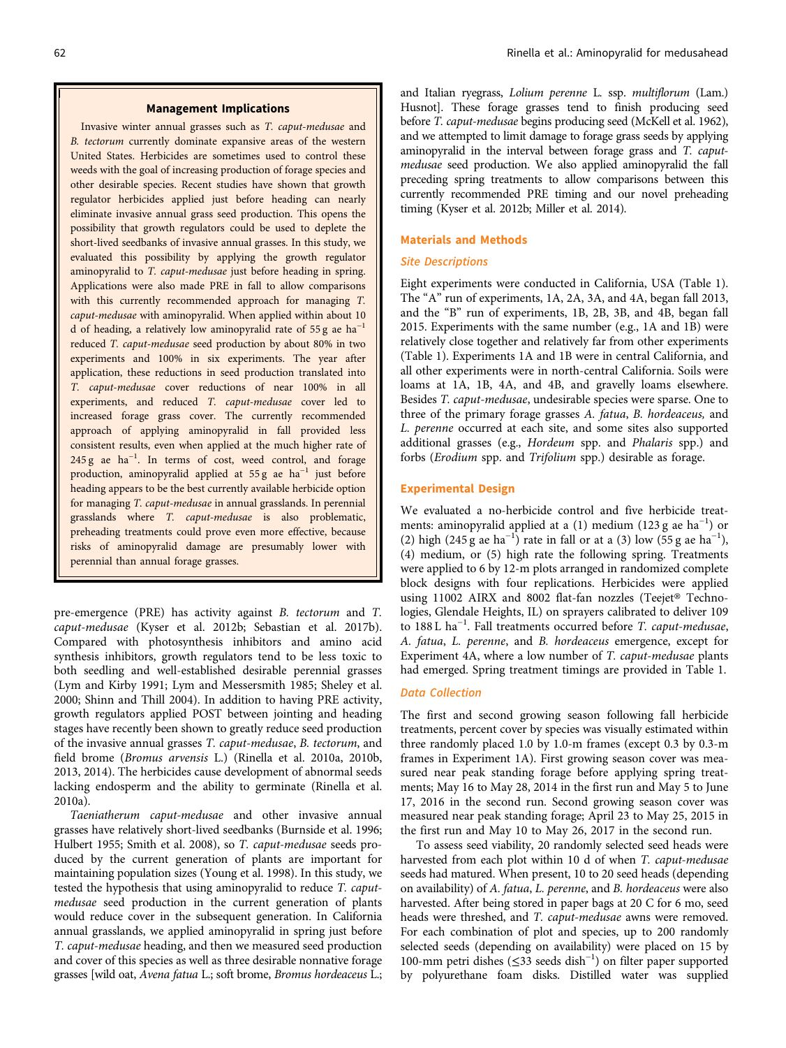## Management Implications

Invasive winter annual grasses such as *T. caput-medusae* and *B. tectorum* currently dominate expansive areas of the western United States. Herbicides are sometimes used to control these weeds with the goal of increasing production of forage species and other desirable species. Recent studies have shown that growth regulator herbicides applied just before heading can nearly eliminate invasive annual grass seed production. This opens the possibility that growth regulators could be used to deplete the short-lived seedbanks of invasive annual grasses. In this study, we evaluated this possibility by applying the growth regulator aminopyralid to *T. caput-medusae* just before heading in spring. Applications were also made PRE in fall to allow comparisons with this currently recommended approach for managing *T. caput-medusae* with aminopyralid. When applied within about 10 d of heading, a relatively low aminopyralid rate of 55 g ae ha$^{-1}$ reduced *T. caput-medusae* seed production by about 80% in two experiments and 100% in six experiments. The year after application, these reductions in seed production translated into *T. caput-medusae* cover reductions of near 100% in all experiments, and reduced *T. caput-medusae* cover led to increased forage grass cover. The currently recommended approach of applying aminopyralid in fall provided less consistent results, even when applied at the much higher rate of 245 g ae ha$^{-1}$. In terms of cost, weed control, and forage production, aminopyralid applied at 55 g ae ha$^{-1}$ just before heading appears to be the best currently available herbicide option for managing *T. caput-medusae* in annual grasslands. In perennial grasslands where *T. caput-medusae* is also problematic, preheading treatments could prove even more effective, because risks of aminopyralid damage are presumably lower with perennial than annual forage grasses.

pre-emergence (PRE) has activity against *B. tectorum* and *T. caput-medusae* (Kyser et al. 2012b; Sebastian et al. 2017b). Compared with photosynthesis inhibitors and amino acid synthesis inhibitors, growth regulators tend to be less toxic to both seedling and well-established desirable perennial grasses (Lym and Kirby 1991; Lym and Messersmith 1985; Sheley et al. 2000; Shinn and Thill 2004). In addition to having PRE activity, growth regulators applied POST between jointing and heading stages have recently been shown to greatly reduce seed production of the invasive annual grasses *T. caput-medusae*, *B. tectorum*, and field brome (*Bromus arvensis* L.) (Rinella et al. 2010a, 2010b, 2013, 2014). The herbicides cause development of abnormal seeds lacking endosperm and the ability to germinate (Rinella et al. 2010a).

*Taeniatherum caput-medusae* and other invasive annual grasses have relatively short-lived seedbanks (Burnside et al. 1996; Hulbert 1955; Smith et al. 2008), so *T. caput-medusae* seeds produced by the current generation of plants are important for maintaining population sizes (Young et al. 1998). In this study, we tested the hypothesis that using aminopyralid to reduce *T. caput-medusae* seed production in the current generation of plants would reduce cover in the subsequent generation. In California annual grasslands, we applied aminopyralid in spring just before *T. caput-medusae* heading, and then we measured seed production and cover of this species as well as three desirable nonnative forage grasses [wild oat, *Avena fatua* L.; soft brome, *Bromus hordeaceus* L.; and Italian ryegrass, *Lolium perenne* L. ssp. *multiflorum* (Lam.) Husnot]. These forage grasses tend to finish producing seed before *T. caput-medusae* begins producing seed (McKell et al. 1962), and we attempted to limit damage to forage grass seeds by applying aminopyralid in the interval between forage grass and *T. caput-medusae* seed production. We also applied aminopyralid the fall preceding spring treatments to allow comparisons between this currently recommended PRE timing and our novel preheading timing (Kyser et al. 2012b; Miller et al. 2014).

## Materials and Methods

### Site Descriptions

Eight experiments were conducted in California, USA (Table 1). The "A" run of experiments, 1A, 2A, 3A, and 4A, began fall 2013, and the "B" run of experiments, 1B, 2B, 3B, and 4B, began fall 2015. Experiments with the same number (e.g., 1A and 1B) were relatively close together and relatively far from other experiments (Table 1). Experiments 1A and 1B were in central California, and all other experiments were in north-central California. Soils were loams at 1A, 1B, 4A, and 4B, and gravelly loams elsewhere. Besides *T. caput-medusae*, undesirable species were sparse. One to three of the primary forage grasses *A. fatua*, *B. hordeaceus,* and *L. perenne* occurred at each site, and some sites also supported additional grasses (e.g., *Hordeum* spp. and *Phalaris* spp.) and forbs (*Erodium* spp. and *Trifolium* spp.) desirable as forage.

### Experimental Design

We evaluated a no-herbicide control and five herbicide treatments: aminopyralid applied at a (1) medium (123 g ae ha$^{-1}$) or (2) high (245 g ae ha$^{-1}$) rate in fall or at a (3) low (55 g ae ha$^{-1}$), (4) medium, or (5) high rate the following spring. Treatments were applied to 6 by 12-m plots arranged in randomized complete block designs with four replications. Herbicides were applied using 11002 AIRX and 8002 flat-fan nozzles (Teejet® Technologies, Glendale Heights, IL) on sprayers calibrated to deliver 109 to 188 L ha$^{-1}$. Fall treatments occurred before *T. caput-medusae*, *A. fatua*, *L. perenne*, and *B. hordeaceus* emergence, except for Experiment 4A, where a low number of *T. caput-medusae* plants had emerged. Spring treatment timings are provided in Table 1.

### Data Collection

The first and second growing season following fall herbicide treatments, percent cover by species was visually estimated within three randomly placed 1.0 by 1.0-m frames (except 0.3 by 0.3-m frames in Experiment 1A). First growing season cover was measured near peak standing forage before applying spring treatments; May 16 to May 28, 2014 in the first run and May 5 to June 17, 2016 in the second run. Second growing season cover was measured near peak standing forage; April 23 to May 25, 2015 in the first run and May 10 to May 26, 2017 in the second run.

To assess seed viability, 20 randomly selected seed heads were harvested from each plot within 10 d of when *T. caput-medusae* seeds had matured. When present, 10 to 20 seed heads (depending on availability) of *A. fatua*, *L. perenne*, and *B. hordeaceus* were also harvested. After being stored in paper bags at 20 C for 6 mo, seed heads were threshed, and *T. caput-medusae* awns were removed. For each combination of plot and species, up to 200 randomly selected seeds (depending on availability) were placed on 15 by 100-mm petri dishes (≤33 seeds dish$^{-1}$) on filter paper supported by polyurethane foam disks. Distilled water was supplied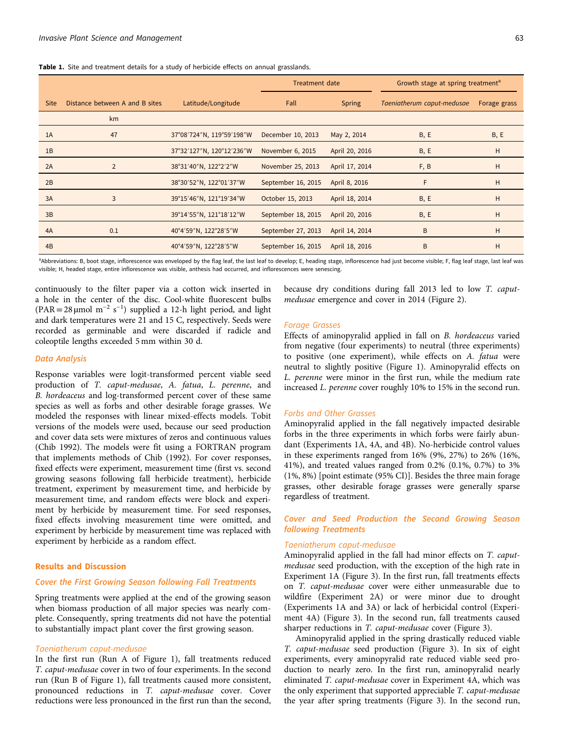**Table 1.** Site and treatment details for a study of herbicide effects on annual grasslands.

| Site | Distance between A and B sites | Latitude/Longitude | Treatment date | | Growth stage at spring treatment[a] | |
|---|---|---|---|---|---|---|
| | | | Fall | Spring | *Taeniatherum caput-medusae* | Forage grass |
| | km | | | | | |
| 1A | 47 | 37°08′724″N, 119°59′198″W | December 10, 2013 | May 2, 2014 | B, E | B, E |
| 1B | | 37°32′127″N, 120°12′236″W | November 6, 2015 | April 20, 2016 | B, E | H |
| 2A | 2 | 38°31′40″N, 122°2′2″W | November 25, 2013 | April 17, 2014 | F, B | H |
| 2B | | 38°30′52″N, 122°01′37″W | September 16, 2015 | April 8, 2016 | F | H |
| 3A | 3 | 39°15′46″N, 121°19′34″W | October 15, 2013 | April 18, 2014 | B, E | H |
| 3B | | 39°14′55″N, 121°18′12″W | September 18, 2015 | April 20, 2016 | B, E | H |
| 4A | 0.1 | 40°4′59″N, 122°28′5″W | September 27, 2013 | April 14, 2014 | B | H |
| 4B | | 40°4′59″N, 122°28′5″W | September 16, 2015 | April 18, 2016 | B | H |

[a]Abbreviations: B, boot stage, inflorescence was enveloped by the flag leaf, the last leaf to develop; E, heading stage, inflorescence had just become visible; F, flag leaf stage, last leaf was visible; H, headed stage, entire inflorescence was visible, anthesis had occurred, and inflorescences were senescing.

continuously to the filter paper via a cotton wick inserted in a hole in the center of the disc. Cool-white fluorescent bulbs (PAR = 28 µmol $m^{-2}$ $s^{-1}$) supplied a 12-h light period, and light and dark temperatures were 21 and 15 C, respectively. Seeds were recorded as germinable and were discarded if radicle and coleoptile lengths exceeded 5 mm within 30 d.

### Data Analysis

Response variables were logit-transformed percent viable seed production of *T. caput-medusae*, *A. fatua*, *L. perenne*, and *B. hordeaceus* and log-transformed percent cover of these same species as well as forbs and other desirable forage grasses. We modeled the responses with linear mixed-effects models. Tobit versions of the models were used, because our seed production and cover data sets were mixtures of zeros and continuous values (Chib 1992). The models were fit using a FORTRAN program that implements methods of Chib (1992). For cover responses, fixed effects were experiment, measurement time (first vs. second growing seasons following fall herbicide treatment), herbicide treatment, experiment by measurement time, and herbicide by measurement time, and random effects were block and experiment by herbicide by measurement time. For seed responses, fixed effects involving measurement time were omitted, and experiment by herbicide by measurement time was replaced with experiment by herbicide as a random effect.

## Results and Discussion

### Cover the First Growing Season following Fall Treatments

Spring treatments were applied at the end of the growing season when biomass production of all major species was nearly complete. Consequently, spring treatments did not have the potential to substantially impact plant cover the first growing season.

#### Taeniatherum caput-medusae

In the first run (Run A of Figure 1), fall treatments reduced *T. caput-medusae* cover in two of four experiments. In the second run (Run B of Figure 1), fall treatments caused more consistent, pronounced reductions in *T. caput-medusae* cover. Cover reductions were less pronounced in the first run than the second, because dry conditions during fall 2013 led to low *T. caput-medusae* emergence and cover in 2014 (Figure 2).

#### Forage Grasses

Effects of aminopyralid applied in fall on *B. hordeaceus* varied from negative (four experiments) to neutral (three experiments) to positive (one experiment), while effects on *A. fatua* were neutral to slightly positive (Figure 1). Aminopyralid effects on *L. perenne* were minor in the first run, while the medium rate increased *L. perenne* cover roughly 10% to 15% in the second run.

#### Forbs and Other Grasses

Aminopyralid applied in the fall negatively impacted desirable forbs in the three experiments in which forbs were fairly abundant (Experiments 1A, 4A, and 4B). No-herbicide control values in these experiments ranged from 16% (9%, 27%) to 26% (16%, 41%), and treated values ranged from 0.2% (0.1%, 0.7%) to 3% (1%, 8%) [point estimate (95% CI)]. Besides the three main forage grasses, other desirable forage grasses were generally sparse regardless of treatment.

### Cover and Seed Production the Second Growing Season following Treatments

#### Taeniatherum caput-medusae

Aminopyralid applied in the fall had minor effects on *T. caput-medusae* seed production, with the exception of the high rate in Experiment 1A (Figure 3). In the first run, fall treatments effects on *T. caput-medusae* cover were either unmeasurable due to wildfire (Experiment 2A) or were minor due to drought (Experiments 1A and 3A) or lack of herbicidal control (Experiment 4A) (Figure 3). In the second run, fall treatments caused sharper reductions in *T. caput-medusae* cover (Figure 3).

Aminopyralid applied in the spring drastically reduced viable *T. caput-medusae* seed production (Figure 3). In six of eight experiments, every aminopyralid rate reduced viable seed production to nearly zero. In the first run, aminopyralid nearly eliminated *T. caput-medusae* cover in Experiment 4A, which was the only experiment that supported appreciable *T. caput-medusae* the year after spring treatments (Figure 3). In the second run,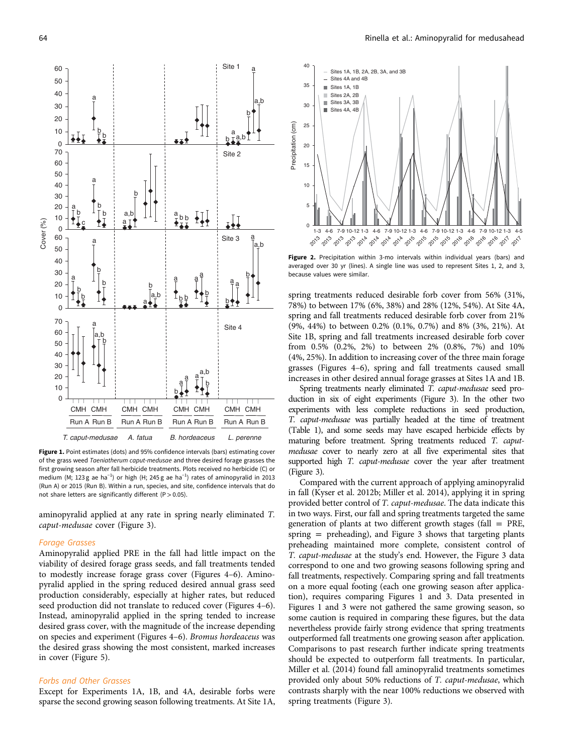**Figure 1.** Point estimates (dots) and 95% confidence intervals (bars) estimating cover of the grass weed *Taeniatherum caput-medusae* and three desired forage grasses the first growing season after fall herbicide treatments. Plots received no herbicide (C) or medium (M; 123 g ae ha$^{-1}$) or high (H; 245 g ae ha$^{-1}$) rates of aminopyralid in 2013 (Run A) or 2015 (Run B). Within a run, species, and site, confidence intervals that do not share letters are significantly different (P > 0.05).

aminopyralid applied at any rate in spring nearly eliminated *T. caput-medusae* cover (Figure 3).

### Forage Grasses

Aminopyralid applied PRE in the fall had little impact on the viability of desired forage grass seeds, and fall treatments tended to modestly increase forage grass cover (Figures 4–6). Aminopyralid applied in the spring reduced desired annual grass seed production considerably, especially at higher rates, but reduced seed production did not translate to reduced cover (Figures 4–6). Instead, aminopyralid applied in the spring tended to increase desired grass cover, with the magnitude of the increase depending on species and experiment (Figures 4–6). *Bromus hordeaceus* was the desired grass showing the most consistent, marked increases in cover (Figure 5).

### Forbs and Other Grasses

Except for Experiments 1A, 1B, and 4A, desirable forbs were sparse the second growing season following treatments. At Site 1A, spring treatments reduced desirable forb cover from 56% (31%, 78%) to between 17% (6%, 38%) and 28% (12%, 54%). At Site 4A, spring and fall treatments reduced desirable forb cover from 21% (9%, 44%) to between 0.2% (0.1%, 0.7%) and 8% (3%, 21%). At Site 1B, spring and fall treatments increased desirable forb cover from 0.5% (0.2%, 2%) to between 2% (0.8%, 7%) and 10% (4%, 25%). In addition to increasing cover of the three main forage grasses (Figures 4–6), spring and fall treatments caused small increases in other desired annual forage grasses at Sites 1A and 1B.

**Figure 2.** Precipitation within 3-mo intervals within individual years (bars) and averaged over 30 yr (lines). A single line was used to represent Sites 1, 2, and 3, because values were similar.

Spring treatments nearly eliminated *T. caput-medusae* seed production in six of eight experiments (Figure 3). In the other two experiments with less complete reductions in seed production, *T. caput-medusae* was partially headed at the time of treatment (Table 1), and some seeds may have escaped herbicide effects by maturing before treatment. Spring treatments reduced *T. caput-medusae* cover to nearly zero at all five experimental sites that supported high *T. caput-medusae* cover the year after treatment (Figure 3).

Compared with the current approach of applying aminopyralid in fall (Kyser et al. 2012b; Miller et al. 2014), applying it in spring provided better control of *T. caput-medusae*. The data indicate this in two ways. First, our fall and spring treatments targeted the same generation of plants at two different growth stages (fall = PRE, spring = preheading), and Figure 3 shows that targeting plants preheading maintained more complete, consistent control of *T. caput-medusae* at the study's end. However, the Figure 3 data correspond to one and two growing seasons following spring and fall treatments, respectively. Comparing spring and fall treatments on a more equal footing (each one growing season after application), requires comparing Figures 1 and 3. Data presented in Figures 1 and 3 were not gathered the same growing season, so some caution is required in comparing these figures, but the data nevertheless provide fairly strong evidence that spring treatments outperformed fall treatments one growing season after application. Comparisons to past research further indicate spring treatments should be expected to outperform fall treatments. In particular, Miller et al. (2014) found fall aminopyralid treatments sometimes provided only about 50% reductions of *T. caput-medusae*, which contrasts sharply with the near 100% reductions we observed with spring treatments (Figure 3).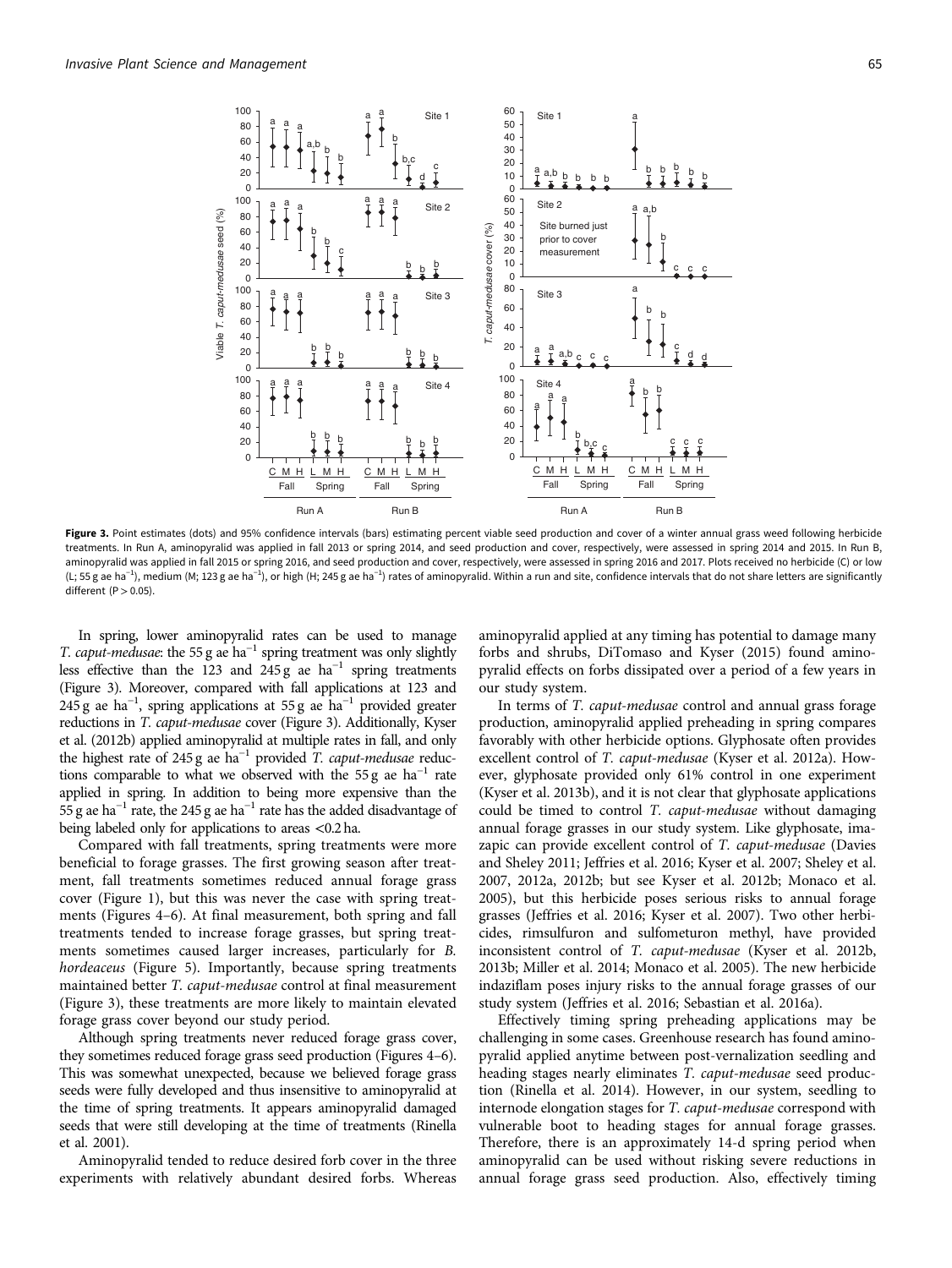Figure 3. Point estimates (dots) and 95% confidence intervals (bars) estimating percent viable seed production and cover of a winter annual grass weed following herbicide treatments. In Run A, aminopyralid was applied in fall 2013 or spring 2014, and seed production and cover, respectively, were assessed in spring 2014 and 2015. In Run B, aminopyralid was applied in fall 2015 or spring 2016, and seed production and cover, respectively, were assessed in spring 2016 and 2017. Plots received no herbicide (C) or low (L; 55 g ae ha$^{-1}$), medium (M; 123 g ae ha$^{-1}$), or high (H; 245 g ae ha$^{-1}$) rates of aminopyralid. Within a run and site, confidence intervals that do not share letters are significantly different (P > 0.05).

In spring, lower aminopyralid rates can be used to manage *T. caput-medusae*: the 55 g ae ha$^{-1}$ spring treatment was only slightly less effective than the 123 and 245 g ae ha$^{-1}$ spring treatments (Figure 3). Moreover, compared with fall applications at 123 and 245 g ae ha$^{-1}$, spring applications at 55 g ae ha$^{-1}$ provided greater reductions in *T. caput-medusae* cover (Figure 3). Additionally, Kyser et al. (2012b) applied aminopyralid at multiple rates in fall, and only the highest rate of 245 g ae ha$^{-1}$ provided *T. caput-medusae* reductions comparable to what we observed with the 55 g ae ha$^{-1}$ rate applied in spring. In addition to being more expensive than the 55 g ae ha$^{-1}$ rate, the 245 g ae ha$^{-1}$ rate has the added disadvantage of being labeled only for applications to areas <0.2 ha.

Compared with fall treatments, spring treatments were more beneficial to forage grasses. The first growing season after treatment, fall treatments sometimes reduced annual forage grass cover (Figure 1), but this was never the case with spring treatments (Figures 4–6). At final measurement, both spring and fall treatments tended to increase forage grasses, but spring treatments sometimes caused larger increases, particularly for *B. hordeaceus* (Figure 5). Importantly, because spring treatments maintained better *T. caput-medusae* control at final measurement (Figure 3), these treatments are more likely to maintain elevated forage grass cover beyond our study period.

Although spring treatments never reduced forage grass cover, they sometimes reduced forage grass seed production (Figures 4–6). This was somewhat unexpected, because we believed forage grass seeds were fully developed and thus insensitive to aminopyralid at the time of spring treatments. It appears aminopyralid damaged seeds that were still developing at the time of treatments (Rinella et al. 2001).

Aminopyralid tended to reduce desired forb cover in the three experiments with relatively abundant desired forbs. Whereas aminopyralid applied at any timing has potential to damage many forbs and shrubs, DiTomaso and Kyser (2015) found aminopyralid effects on forbs dissipated over a period of a few years in our study system.

In terms of *T. caput-medusae* control and annual grass forage production, aminopyralid applied preheading in spring compares favorably with other herbicide options. Glyphosate often provides excellent control of *T. caput-medusae* (Kyser et al. 2012a). However, glyphosate provided only 61% control in one experiment (Kyser et al. 2013b), and it is not clear that glyphosate applications could be timed to control *T. caput-medusae* without damaging annual forage grasses in our study system. Like glyphosate, imazapic can provide excellent control of *T. caput-medusae* (Davies and Sheley 2011; Jeffries et al. 2016; Kyser et al. 2007; Sheley et al. 2007, 2012a, 2012b; but see Kyser et al. 2012b; Monaco et al. 2005), but this herbicide poses serious risks to annual forage grasses (Jeffries et al. 2016; Kyser et al. 2007). Two other herbicides, rimsulfuron and sulfometuron methyl, have provided inconsistent control of *T. caput-medusae* (Kyser et al. 2012b, 2013b; Miller et al. 2014; Monaco et al. 2005). The new herbicide indaziflam poses injury risks to the annual forage grasses of our study system (Jeffries et al. 2016; Sebastian et al. 2016a).

Effectively timing spring preheading applications may be challenging in some cases. Greenhouse research has found aminopyralid applied anytime between post-vernalization seedling and heading stages nearly eliminates *T. caput-medusae* seed production (Rinella et al. 2014). However, in our system, seedling to internode elongation stages for *T. caput-medusae* correspond with vulnerable boot to heading stages for annual forage grasses. Therefore, there is an approximately 14-d spring period when aminopyralid can be used without risking severe reductions in annual forage grass seed production. Also, effectively timing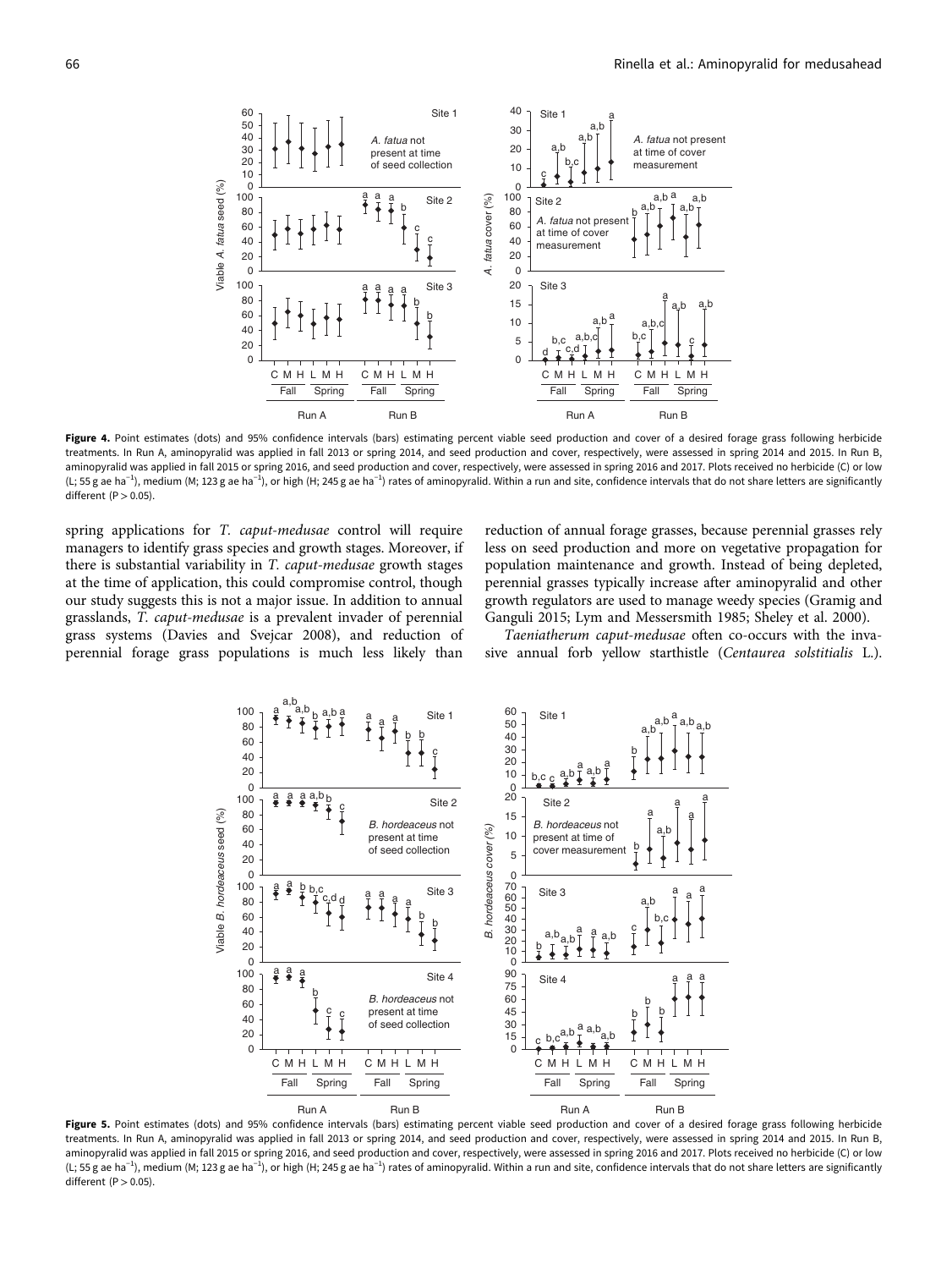**Figure 4.** Point estimates (dots) and 95% confidence intervals (bars) estimating percent viable seed production and cover of a desired forage grass following herbicide treatments. In Run A, aminopyralid was applied in fall 2013 or spring 2014, and seed production and cover, respectively, were assessed in spring 2014 and 2015. In Run B, aminopyralid was applied in fall 2015 or spring 2016, and seed production and cover, respectively, were assessed in spring 2016 and 2017. Plots received no herbicide (C) or low (L; 55 g ae ha$^{-1}$), medium (M; 123 g ae ha$^{-1}$), or high (H; 245 g ae ha$^{-1}$) rates of aminopyralid. Within a run and site, confidence intervals that do not share letters are significantly different (P > 0.05).

spring applications for *T. caput-medusae* control will require managers to identify grass species and growth stages. Moreover, if there is substantial variability in *T. caput-medusae* growth stages at the time of application, this could compromise control, though our study suggests this is not a major issue. In addition to annual grasslands, *T. caput-medusae* is a prevalent invader of perennial grass systems (Davies and Svejcar 2008), and reduction of perennial forage grass populations is much less likely than reduction of annual forage grasses, because perennial grasses rely less on seed production and more on vegetative propagation for population maintenance and growth. Instead of being depleted, perennial grasses typically increase after aminopyralid and other growth regulators are used to manage weedy species (Gramig and Ganguli 2015; Lym and Messersmith 1985; Sheley et al. 2000).

*Taeniatherum caput-medusae* often co-occurs with the invasive annual forb yellow starthistle (*Centaurea solstitialis* L.).

**Figure 5.** Point estimates (dots) and 95% confidence intervals (bars) estimating percent viable seed production and cover of a desired forage grass following herbicide treatments. In Run A, aminopyralid was applied in fall 2013 or spring 2014, and seed production and cover, respectively, were assessed in spring 2014 and 2015. In Run B, aminopyralid was applied in fall 2015 or spring 2016, and seed production and cover, respectively, were assessed in spring 2016 and 2017. Plots received no herbicide (C) or low (L; 55 g ae ha$^{-1}$), medium (M; 123 g ae ha$^{-1}$), or high (H; 245 g ae ha$^{-1}$) rates of aminopyralid. Within a run and site, confidence intervals that do not share letters are significantly different (P > 0.05).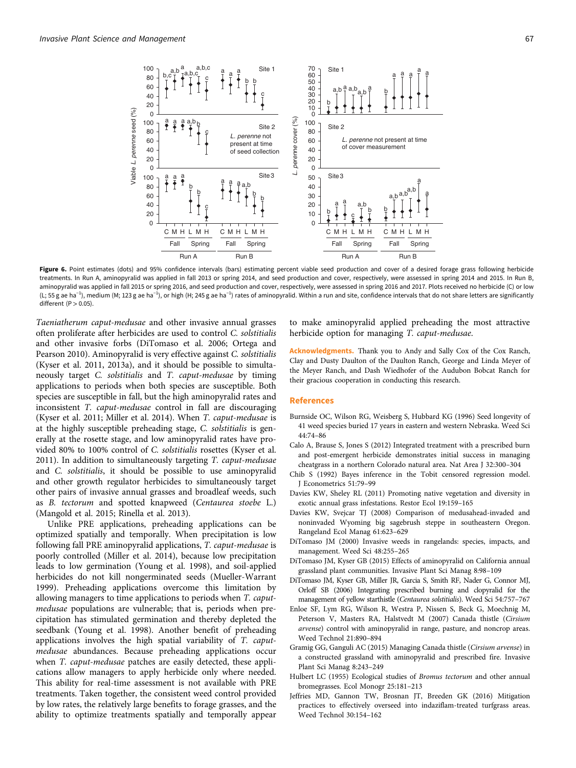Figure 6. Point estimates (dots) and 95% confidence intervals (bars) estimating percent viable seed production and cover of a desired forage grass following herbicide treatments. In Run A, aminopyralid was applied in fall 2013 or spring 2014, and seed production and cover, respectively, were assessed in spring 2014 and 2015. In Run B, aminopyralid was applied in fall 2015 or spring 2016, and seed production and cover, respectively, were assessed in spring 2016 and 2017. Plots received no herbicide (C) or low (L; 55 g ae ha$^{-1}$), medium (M; 123 g ae ha$^{-1}$), or high (H; 245 g ae ha$^{-1}$) rates of aminopyralid. Within a run and site, confidence intervals that do not share letters are significantly different (P > 0.05).

*Taeniatherum caput-medusae* and other invasive annual grasses often proliferate after herbicides are used to control *C. solstitialis* and other invasive forbs (DiTomaso et al. 2006; Ortega and Pearson 2010). Aminopyralid is very effective against *C. solstitialis* (Kyser et al. 2011, 2013a), and it should be possible to simultaneously target *C. solstitialis* and *T. caput-medusae* by timing applications to periods when both species are susceptible. Both species are susceptible in fall, but the high aminopyralid rates and inconsistent *T. caput-medusae* control in fall are discouraging (Kyser et al. 2011; Miller et al. 2014). When *T. caput-medusae* is at the highly susceptible preheading stage, *C. solstitialis* is generally at the rosette stage, and low aminopyralid rates have provided 80% to 100% control of *C. solstitialis* rosettes (Kyser et al. 2011). In addition to simultaneously targeting *T. caput-medusae* and *C. solstitialis*, it should be possible to use aminopyralid and other growth regulator herbicides to simultaneously target other pairs of invasive annual grasses and broadleaf weeds, such as *B. tectorum* and spotted knapweed (*Centaurea stoebe* L.) (Mangold et al. 2015; Rinella et al. 2013).

Unlike PRE applications, preheading applications can be optimized spatially and temporally. When precipitation is low following fall PRE aminopyralid applications, *T. caput-medusae* is poorly controlled (Miller et al. 2014), because low precipitation leads to low germination (Young et al. 1998), and soil-applied herbicides do not kill nongerminated seeds (Mueller-Warrant 1999). Preheading applications overcome this limitation by allowing managers to time applications to periods when *T. caput-medusae* populations are vulnerable; that is, periods when precipitation has stimulated germination and thereby depleted the seedbank (Young et al. 1998). Another benefit of preheading applications involves the high spatial variability of *T. caput-medusae* abundances. Because preheading applications occur when *T. caput-medusae* patches are easily detected, these applications allow managers to apply herbicide only where needed. This ability for real-time assessment is not available with PRE treatments. Taken together, the consistent weed control provided by low rates, the relatively large benefits to forage grasses, and the ability to optimize treatments spatially and temporally appear to make aminopyralid applied preheading the most attractive herbicide option for managing *T. caput-medusae*.

**Acknowledgments.** Thank you to Andy and Sally Cox of the Cox Ranch, Clay and Dusty Daulton of the Daulton Ranch, George and Linda Meyer of the Meyer Ranch, and Dash Wiedhofer of the Audubon Bobcat Ranch for their gracious cooperation in conducting this research.

## References

Burnside OC, Wilson RG, Weisberg S, Hubbard KG (1996) Seed longevity of 41 weed species buried 17 years in eastern and western Nebraska. Weed Sci 44:74–86

Calo A, Brause S, Jones S (2012) Integrated treatment with a prescribed burn and post-emergent herbicide demonstrates initial success in managing cheatgrass in a northern Colorado natural area. Nat Area J 32:300–304

Chib S (1992) Bayes inference in the Tobit censored regression model. J Econometrics 51:79–99

Davies KW, Sheley RL (2011) Promoting native vegetation and diversity in exotic annual grass infestations. Restor Ecol 19:159–165

Davies KW, Svejcar TJ (2008) Comparison of medusahead-invaded and noninvaded Wyoming big sagebrush steppe in southeastern Oregon. Rangeland Ecol Manag 61:623–629

DiTomaso JM (2000) Invasive weeds in rangelands: species, impacts, and management. Weed Sci 48:255–265

DiTomaso JM, Kyser GB (2015) Effects of aminopyralid on California annual grassland plant communities. Invasive Plant Sci Manag 8:98–109

DiTomaso JM, Kyser GB, Miller JR, Garcia S, Smith RF, Nader G, Connor MJ, Orloff SB (2006) Integrating prescribed burning and clopyralid for the management of yellow starthistle (*Centaurea solstitialis*). Weed Sci 54:757–767

Enloe SF, Lym RG, Wilson R, Westra P, Nissen S, Beck G, Moechnig M, Peterson V, Masters RA, Halstvedt M (2007) Canada thistle (*Cirsium arvense*) control with aminopyralid in range, pasture, and noncrop areas. Weed Technol 21:890–894

Gramig GG, Ganguli AC (2015) Managing Canada thistle (*Cirsium arvense*) in a constructed grassland with aminopyralid and prescribed fire. Invasive Plant Sci Manag 8:243–249

Hulbert LC (1955) Ecological studies of *Bromus tectorum* and other annual bromegrasses. Ecol Monogr 25:181–213

Jeffries MD, Gannon TW, Brosnan JT, Breeden GK (2016) Mitigation practices to effectively overseed into indaziflam-treated turfgrass areas. Weed Technol 30:154–162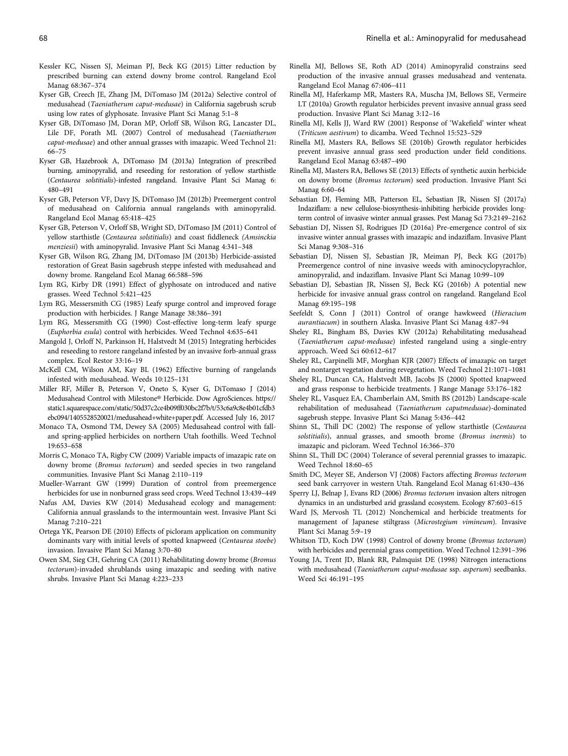Kessler KC, Nissen SJ, Meiman PJ, Beck KG (2015) Litter reduction by prescribed burning can extend downy brome control. Rangeland Ecol Manag 68:367–374

Kyser GB, Creech JE, Zhang JM, DiTomaso JM (2012a) Selective control of medusahead (*Taeniatherum caput-medusae*) in California sagebrush scrub using low rates of glyphosate. Invasive Plant Sci Manag 5:1–8

Kyser GB, DiTomaso JM, Doran MP, Orloff SB, Wilson RG, Lancaster DL, Lile DF, Porath ML (2007) Control of medusahead (*Taeniatherum caput-medusae*) and other annual grasses with imazapic. Weed Technol 21: 66–75

Kyser GB, Hazebrook A, DiTomaso JM (2013a) Integration of prescribed burning, aminopyralid, and reseeding for restoration of yellow starthistle (*Centaurea solstitialis*)-infested rangeland. Invasive Plant Sci Manag 6: 480–491

Kyser GB, Peterson VF, Davy JS, DiTomaso JM (2012b) Preemergent control of medusahead on California annual rangelands with aminopyralid. Rangeland Ecol Manag 65:418–425

Kyser GB, Peterson V, Orloff SB, Wright SD, DiTomaso JM (2011) Control of yellow starthistle (*Centaurea solstitialis*) and coast fiddleneck (*Amsinckia menziesii*) with aminopyralid. Invasive Plant Sci Manag 4:341–348

Kyser GB, Wilson RG, Zhang JM, DiTomaso JM (2013b) Herbicide-assisted restoration of Great Basin sagebrush steppe infested with medusahead and downy brome. Rangeland Ecol Manag 66:588–596

Lym RG, Kirby DR (1991) Effect of glyphosate on introduced and native grasses. Weed Technol 5:421–425

Lym RG, Messersmith CG (1985) Leafy spurge control and improved forage production with herbicides. J Range Manage 38:386–391

Lym RG, Messersmith CG (1990) Cost-effective long-term leafy spurge (*Euphorbia esula*) control with herbicides. Weed Technol 4:635–641

Mangold J, Orloff N, Parkinson H, Halstvedt M (2015) Integrating herbicides and reseeding to restore rangeland infested by an invasive forb-annual grass complex. Ecol Restor 33:16–19

McKell CM, Wilson AM, Kay BL (1962) Effective burning of rangelands infested with medusahead. Weeds 10:125–131

Miller RF, Miller B, Peterson V, Oneto S, Kyser G, DiTomaso J (2014) Medusahead Control with Milestone® Herbicide. Dow AgroSciences. https://static1.squarespace.com/static/50d37c2ce4b09ff030bc2f7b/t/53c6a9c8e4b01cfdb3ebc094/1405528520021/medusahead+white+paper.pdf. Accessed July 16, 2017

Monaco TA, Osmond TM, Dewey SA (2005) Medusahead control with fall- and spring-applied herbicides on northern Utah foothills. Weed Technol 19:653–658

Morris C, Monaco TA, Rigby CW (2009) Variable impacts of imazapic rate on downy brome (*Bromus tectorum*) and seeded species in two rangeland communities. Invasive Plant Sci Manag 2:110–119

Mueller-Warrant GW (1999) Duration of control from preemergence herbicides for use in nonburned grass seed crops. Weed Technol 13:439–449

Nafus AM, Davies KW (2014) Medusahead ecology and management: California annual grasslands to the intermountain west. Invasive Plant Sci Manag 7:210–221

Ortega YK, Pearson DE (2010) Effects of picloram application on community dominants vary with initial levels of spotted knapweed (*Centaurea stoebe*) invasion. Invasive Plant Sci Manag 3:70–80

Owen SM, Sieg CH, Gehring CA (2011) Rehabilitating downy brome (*Bromus tectorum*)-invaded shrublands using imazapic and seeding with native shrubs. Invasive Plant Sci Manag 4:223–233

Rinella MJ, Bellows SE, Roth AD (2014) Aminopyralid constrains seed production of the invasive annual grasses medusahead and ventenata. Rangeland Ecol Manag 67:406–411

Rinella MJ, Haferkamp MR, Masters RA, Muscha JM, Bellows SE, Vermeire LT (2010a) Growth regulator herbicides prevent invasive annual grass seed production. Invasive Plant Sci Manag 3:12–16

Rinella MJ, Kells JJ, Ward RW (2001) Response of 'Wakefield' winter wheat (*Triticum aestivum*) to dicamba. Weed Technol 15:523–529

Rinella MJ, Masters RA, Bellows SE (2010b) Growth regulator herbicides prevent invasive annual grass seed production under field conditions. Rangeland Ecol Manag 63:487–490

Rinella MJ, Masters RA, Bellows SE (2013) Effects of synthetic auxin herbicide on downy brome (*Bromus tectorum*) seed production. Invasive Plant Sci Manag 6:60–64

Sebastian DJ, Fleming MB, Patterson EL, Sebastian JR, Nissen SJ (2017a) Indaziflam: a new cellulose-biosynthesis-inhibiting herbicide provides long-term control of invasive winter annual grasses. Pest Manag Sci 73:2149–2162

Sebastian DJ, Nissen SJ, Rodrigues JD (2016a) Pre-emergence control of six invasive winter annual grasses with imazapic and indaziflam. Invasive Plant Sci Manag 9:308–316

Sebastian DJ, Nissen SJ, Sebastian JR, Meiman PJ, Beck KG (2017b) Preemergence control of nine invasive weeds with aminocyclopyrachlor, aminopyralid, and indaziflam. Invasive Plant Sci Manag 10:99–109

Sebastian DJ, Sebastian JR, Nissen SJ, Beck KG (2016b) A potential new herbicide for invasive annual grass control on rangeland. Rangeland Ecol Manag 69:195–198

Seefeldt S, Conn J (2011) Control of orange hawkweed (*Hieracium aurantiacum*) in southern Alaska. Invasive Plant Sci Manag 4:87–94

Sheley RL, Bingham BS, Davies KW (2012a) Rehabilitating medusahead (*Taeniatherum caput-medusae*) infested rangeland using a single-entry approach. Weed Sci 60:612–617

Sheley RL, Carpinelli MF, Morghan KJR (2007) Effects of imazapic on target and nontarget vegetation during revegetation. Weed Technol 21:1071–1081

Sheley RL, Duncan CA, Halstvedt MB, Jacobs JS (2000) Spotted knapweed and grass response to herbicide treatments. J Range Manage 53:176–182

Sheley RL, Vasquez EA, Chamberlain AM, Smith BS (2012b) Landscape-scale rehabilitation of medusahead (*Taeniatherum caputmedusae*)-dominated sagebrush steppe. Invasive Plant Sci Manag 5:436–442

Shinn SL, Thill DC (2002) The response of yellow starthistle (*Centaurea solstitialis*), annual grasses, and smooth brome (*Bromus inermis*) to imazapic and picloram. Weed Technol 16:366–370

Shinn SL, Thill DC (2004) Tolerance of several perennial grasses to imazapic. Weed Technol 18:60–65

Smith DC, Meyer SE, Anderson VJ (2008) Factors affecting *Bromus tectorum* seed bank carryover in western Utah. Rangeland Ecol Manag 61:430–436

Sperry LJ, Belnap J, Evans RD (2006) *Bromus tectorum* invasion alters nitrogen dynamics in an undisturbed arid grassland ecosystem. Ecology 87:603–615

Ward JS, Mervosh TL (2012) Nonchemical and herbicide treatments for management of Japanese stiltgrass (*Microstegium vimineum*). Invasive Plant Sci Manag 5:9–19

Whitson TD, Koch DW (1998) Control of downy brome (*Bromus tectorum*) with herbicides and perennial grass competition. Weed Technol 12:391–396

Young JA, Trent JD, Blank RR, Palmquist DE (1998) Nitrogen interactions with medusahead (*Taeniatherum caput-medusae* ssp. *asperum*) seedbanks. Weed Sci 46:191–195